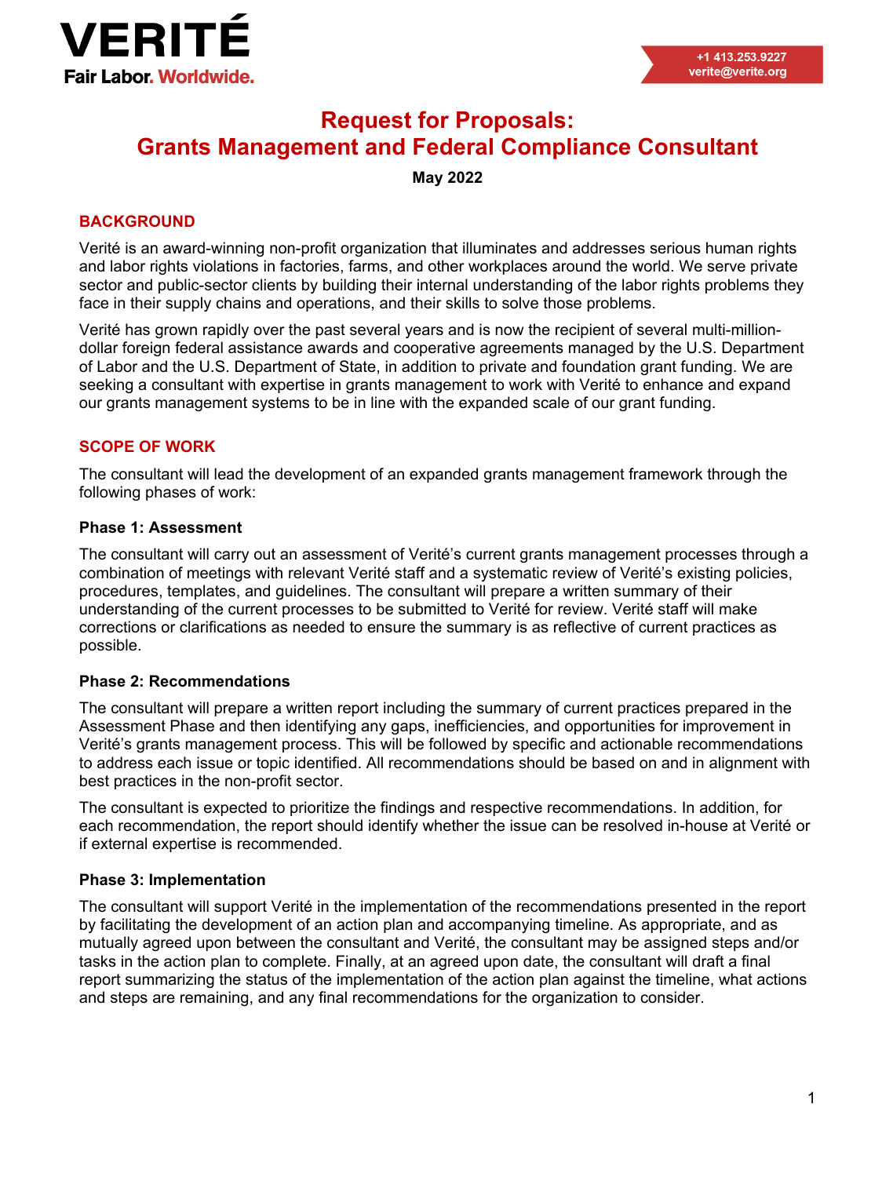VERITÉ
Fair Labor. Worldwide.

+1 413.253.9227
verite@verite.org

# Request for Proposals: Grants Management and Federal Compliance Consultant

**May 2022**

## BACKGROUND

Verité is an award-winning non-profit organization that illuminates and addresses serious human rights and labor rights violations in factories, farms, and other workplaces around the world. We serve private sector and public-sector clients by building their internal understanding of the labor rights problems they face in their supply chains and operations, and their skills to solve those problems.

Verité has grown rapidly over the past several years and is now the recipient of several multi-million-dollar foreign federal assistance awards and cooperative agreements managed by the U.S. Department of Labor and the U.S. Department of State, in addition to private and foundation grant funding. We are seeking a consultant with expertise in grants management to work with Verité to enhance and expand our grants management systems to be in line with the expanded scale of our grant funding.

## SCOPE OF WORK

The consultant will lead the development of an expanded grants management framework through the following phases of work:

### Phase 1: Assessment

The consultant will carry out an assessment of Verité's current grants management processes through a combination of meetings with relevant Verité staff and a systematic review of Verité's existing policies, procedures, templates, and guidelines. The consultant will prepare a written summary of their understanding of the current processes to be submitted to Verité for review. Verité staff will make corrections or clarifications as needed to ensure the summary is as reflective of current practices as possible.

### Phase 2: Recommendations

The consultant will prepare a written report including the summary of current practices prepared in the Assessment Phase and then identifying any gaps, inefficiencies, and opportunities for improvement in Verité's grants management process. This will be followed by specific and actionable recommendations to address each issue or topic identified. All recommendations should be based on and in alignment with best practices in the non-profit sector.

The consultant is expected to prioritize the findings and respective recommendations. In addition, for each recommendation, the report should identify whether the issue can be resolved in-house at Verité or if external expertise is recommended.

### Phase 3: Implementation

The consultant will support Verité in the implementation of the recommendations presented in the report by facilitating the development of an action plan and accompanying timeline. As appropriate, and as mutually agreed upon between the consultant and Verité, the consultant may be assigned steps and/or tasks in the action plan to complete. Finally, at an agreed upon date, the consultant will draft a final report summarizing the status of the implementation of the action plan against the timeline, what actions and steps are remaining, and any final recommendations for the organization to consider.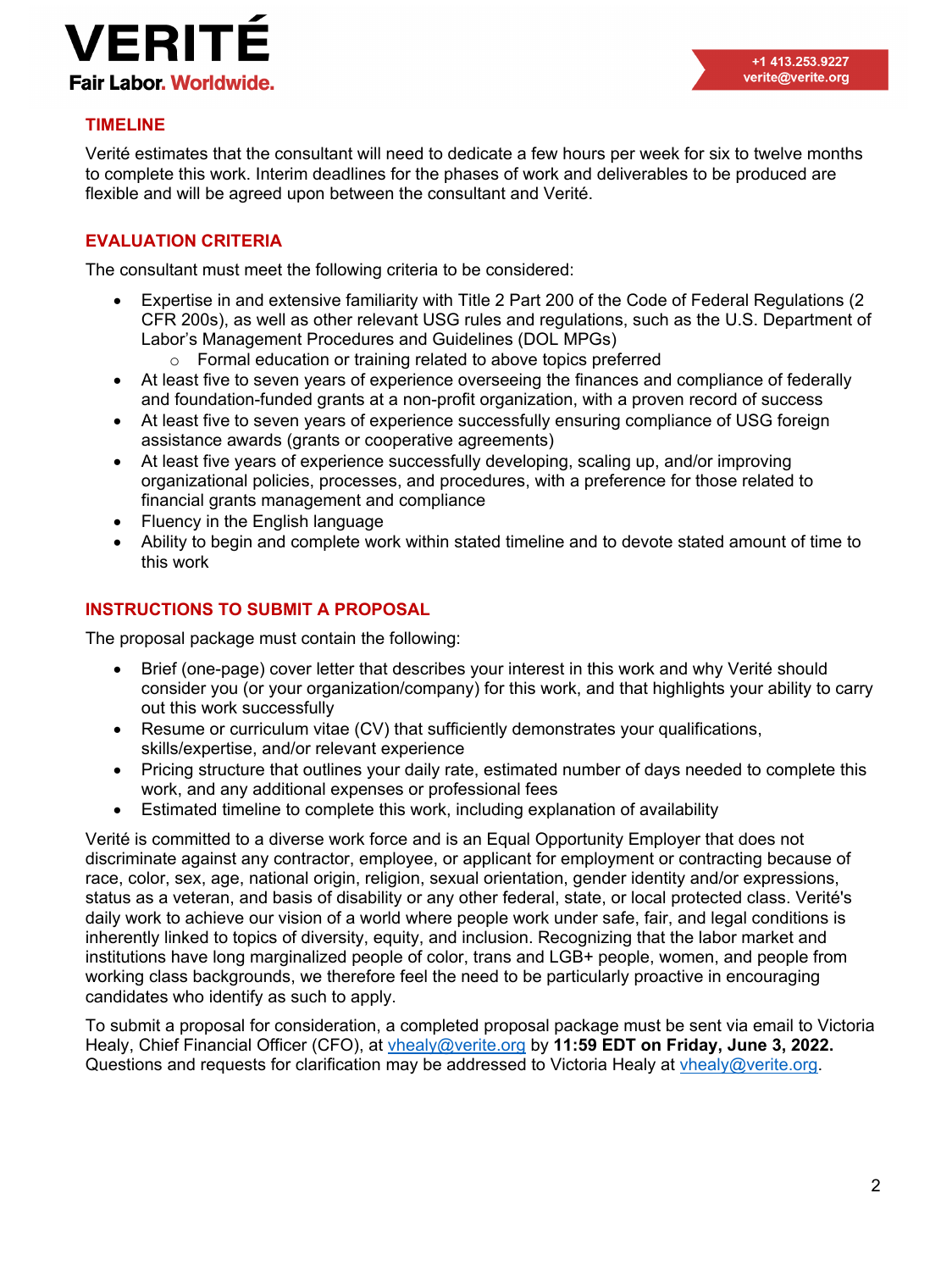## TIMELINE

Verité estimates that the consultant will need to dedicate a few hours per week for six to twelve months to complete this work. Interim deadlines for the phases of work and deliverables to be produced are flexible and will be agreed upon between the consultant and Verité.

## EVALUATION CRITERIA

The consultant must meet the following criteria to be considered:

- Expertise in and extensive familiarity with Title 2 Part 200 of the Code of Federal Regulations (2 CFR 200s), as well as other relevant USG rules and regulations, such as the U.S. Department of Labor's Management Procedures and Guidelines (DOL MPGs)
    - Formal education or training related to above topics preferred
- At least five to seven years of experience overseeing the finances and compliance of federally and foundation-funded grants at a non-profit organization, with a proven record of success
- At least five to seven years of experience successfully ensuring compliance of USG foreign assistance awards (grants or cooperative agreements)
- At least five years of experience successfully developing, scaling up, and/or improving organizational policies, processes, and procedures, with a preference for those related to financial grants management and compliance
- Fluency in the English language
- Ability to begin and complete work within stated timeline and to devote stated amount of time to this work

## INSTRUCTIONS TO SUBMIT A PROPOSAL

The proposal package must contain the following:

- Brief (one-page) cover letter that describes your interest in this work and why Verité should consider you (or your organization/company) for this work, and that highlights your ability to carry out this work successfully
- Resume or curriculum vitae (CV) that sufficiently demonstrates your qualifications, skills/expertise, and/or relevant experience
- Pricing structure that outlines your daily rate, estimated number of days needed to complete this work, and any additional expenses or professional fees
- Estimated timeline to complete this work, including explanation of availability

Verité is committed to a diverse work force and is an Equal Opportunity Employer that does not discriminate against any contractor, employee, or applicant for employment or contracting because of race, color, sex, age, national origin, religion, sexual orientation, gender identity and/or expressions, status as a veteran, and basis of disability or any other federal, state, or local protected class. Verité's daily work to achieve our vision of a world where people work under safe, fair, and legal conditions is inherently linked to topics of diversity, equity, and inclusion. Recognizing that the labor market and institutions have long marginalized people of color, trans and LGB+ people, women, and people from working class backgrounds, we therefore feel the need to be particularly proactive in encouraging candidates who identify as such to apply.

To submit a proposal for consideration, a completed proposal package must be sent via email to Victoria Healy, Chief Financial Officer (CFO), at vhealy@verite.org by **11:59 EDT on Friday, June 3, 2022.** Questions and requests for clarification may be addressed to Victoria Healy at vhealy@verite.org.